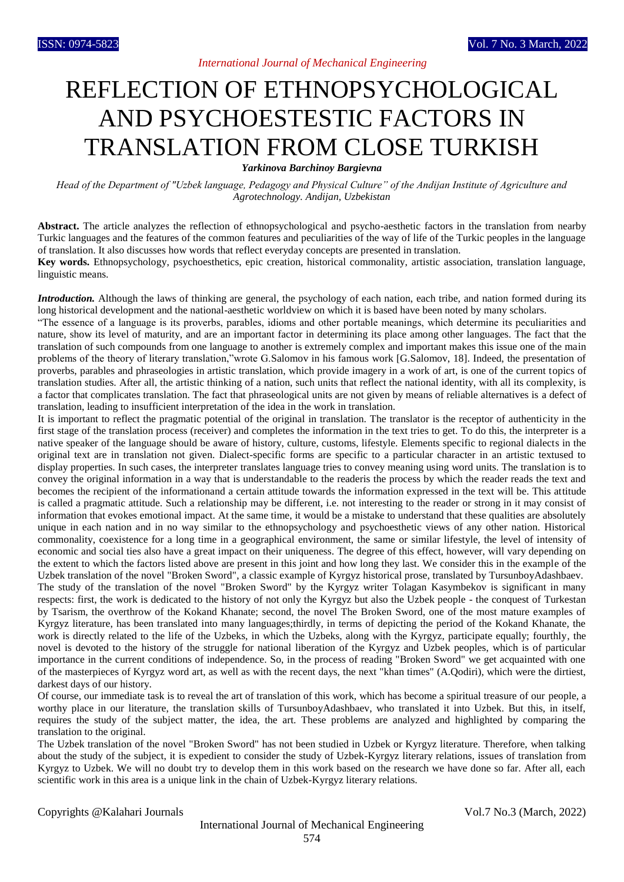# REFLECTION OF ETHNOPSYCHOLOGICAL AND PSYCHOESTESTIC FACTORS IN TRANSLATION FROM CLOSE TURKISH

***Yarkinova Barchinoy Bargievna***

*Head of the Department of "Uzbek language, Pedagogy and Physical Culture" of the Andijan Institute of Agriculture and Agrotechnology. Andijan, Uzbekistan*

**Abstract.** The article analyzes the reflection of ethnopsychological and psycho-aesthetic factors in the translation from nearby Turkic languages and the features of the common features and peculiarities of the way of life of the Turkic peoples in the language of translation. It also discusses how words that reflect everyday concepts are presented in translation.

**Key words.** Ethnopsychology, psychoesthetics, epic creation, historical commonality, artistic association, translation language, linguistic means.

***Introduction.*** Although the laws of thinking are general, the psychology of each nation, each tribe, and nation formed during its long historical development and the national-aesthetic worldview on which it is based have been noted by many scholars.

"The essence of a language is its proverbs, parables, idioms and other portable meanings, which determine its peculiarities and nature, show its level of maturity, and are an important factor in determining its place among other languages. The fact that the translation of such compounds from one language to another is extremely complex and important makes this issue one of the main problems of the theory of literary translation,"wrote G.Salomov in his famous work [G.Salomov, 18]. Indeed, the presentation of proverbs, parables and phraseologies in artistic translation, which provide imagery in a work of art, is one of the current topics of translation studies. After all, the artistic thinking of a nation, such units that reflect the national identity, with all its complexity, is a factor that complicates translation. The fact that phraseological units are not given by means of reliable alternatives is a defect of translation, leading to insufficient interpretation of the idea in the work in translation.

It is important to reflect the pragmatic potential of the original in translation. The translator is the receptor of authenticity in the first stage of the translation process (receiver) and completes the information in the text tries to get. To do this, the interpreter is a native speaker of the language should be aware of history, culture, customs, lifestyle. Elements specific to regional dialects in the original text are in translation not given. Dialect-specific forms are specific to a particular character in an artistic textused to display properties. In such cases, the interpreter translates language tries to convey meaning using word units. The translation is to convey the original information in a way that is understandable to the readeris the process by which the reader reads the text and becomes the recipient of the informationand a certain attitude towards the information expressed in the text will be. This attitude is called a pragmatic attitude. Such a relationship may be different, i.e. not interesting to the reader or strong in it may consist of information that evokes emotional impact. At the same time, it would be a mistake to understand that these qualities are absolutely unique in each nation and in no way similar to the ethnopsychology and psychoesthetic views of any other nation. Historical commonality, coexistence for a long time in a geographical environment, the same or similar lifestyle, the level of intensity of economic and social ties also have a great impact on their uniqueness. The degree of this effect, however, will vary depending on the extent to which the factors listed above are present in this joint and how long they last. We consider this in the example of the Uzbek translation of the novel "Broken Sword", a classic example of Kyrgyz historical prose, translated by TursunboyAdashbaev.

The study of the translation of the novel "Broken Sword" by the Kyrgyz writer Tolagan Kasymbekov is significant in many respects: first, the work is dedicated to the history of not only the Kyrgyz but also the Uzbek people - the conquest of Turkestan by Tsarism, the overthrow of the Kokand Khanate; second, the novel The Broken Sword, one of the most mature examples of Kyrgyz literature, has been translated into many languages;thirdly, in terms of depicting the period of the Kokand Khanate, the work is directly related to the life of the Uzbeks, in which the Uzbeks, along with the Kyrgyz, participate equally; fourthly, the novel is devoted to the history of the struggle for national liberation of the Kyrgyz and Uzbek peoples, which is of particular importance in the current conditions of independence. So, in the process of reading "Broken Sword" we get acquainted with one of the masterpieces of Kyrgyz word art, as well as with the recent days, the next "khan times" (A.Qodiri), which were the dirtiest, darkest days of our history.

Of course, our immediate task is to reveal the art of translation of this work, which has become a spiritual treasure of our people, a worthy place in our literature, the translation skills of TursunboyAdashbaev, who translated it into Uzbek. But this, in itself, requires the study of the subject matter, the idea, the art. These problems are analyzed and highlighted by comparing the translation to the original.

The Uzbek translation of the novel "Broken Sword" has not been studied in Uzbek or Kyrgyz literature. Therefore, when talking about the study of the subject, it is expedient to consider the study of Uzbek-Kyrgyz literary relations, issues of translation from Kyrgyz to Uzbek. We will no doubt try to develop them in this work based on the research we have done so far. After all, each scientific work in this area is a unique link in the chain of Uzbek-Kyrgyz literary relations.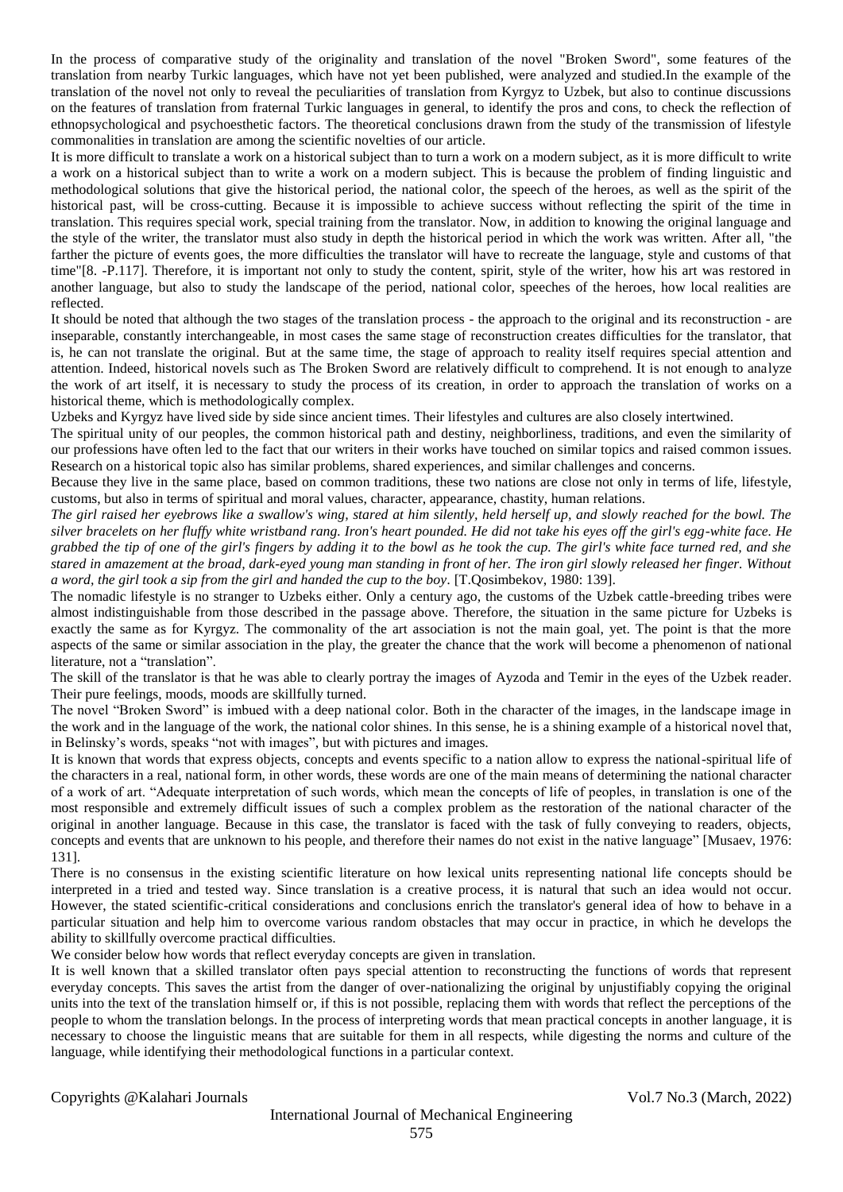In the process of comparative study of the originality and translation of the novel "Broken Sword", some features of the translation from nearby Turkic languages, which have not yet been published, were analyzed and studied.In the example of the translation of the novel not only to reveal the peculiarities of translation from Kyrgyz to Uzbek, but also to continue discussions on the features of translation from fraternal Turkic languages in general, to identify the pros and cons, to check the reflection of ethnopsychological and psychoesthetic factors. The theoretical conclusions drawn from the study of the transmission of lifestyle commonalities in translation are among the scientific novelties of our article.

It is more difficult to translate a work on a historical subject than to turn a work on a modern subject, as it is more difficult to write a work on a historical subject than to write a work on a modern subject. This is because the problem of finding linguistic and methodological solutions that give the historical period, the national color, the speech of the heroes, as well as the spirit of the historical past, will be cross-cutting. Because it is impossible to achieve success without reflecting the spirit of the time in translation. This requires special work, special training from the translator. Now, in addition to knowing the original language and the style of the writer, the translator must also study in depth the historical period in which the work was written. After all, "the farther the picture of events goes, the more difficulties the translator will have to recreate the language, style and customs of that time"[8. -P.117]. Therefore, it is important not only to study the content, spirit, style of the writer, how his art was restored in another language, but also to study the landscape of the period, national color, speeches of the heroes, how local realities are reflected.

It should be noted that although the two stages of the translation process - the approach to the original and its reconstruction - are inseparable, constantly interchangeable, in most cases the same stage of reconstruction creates difficulties for the translator, that is, he can not translate the original. But at the same time, the stage of approach to reality itself requires special attention and attention. Indeed, historical novels such as The Broken Sword are relatively difficult to comprehend. It is not enough to analyze the work of art itself, it is necessary to study the process of its creation, in order to approach the translation of works on a historical theme, which is methodologically complex.

Uzbeks and Kyrgyz have lived side by side since ancient times. Their lifestyles and cultures are also closely intertwined.

The spiritual unity of our peoples, the common historical path and destiny, neighborliness, traditions, and even the similarity of our professions have often led to the fact that our writers in their works have touched on similar topics and raised common issues. Research on a historical topic also has similar problems, shared experiences, and similar challenges and concerns.

Because they live in the same place, based on common traditions, these two nations are close not only in terms of life, lifestyle, customs, but also in terms of spiritual and moral values, character, appearance, chastity, human relations.

*The girl raised her eyebrows like a swallow's wing, stared at him silently, held herself up, and slowly reached for the bowl. The silver bracelets on her fluffy white wristband rang. Iron's heart pounded. He did not take his eyes off the girl's egg-white face. He grabbed the tip of one of the girl's fingers by adding it to the bowl as he took the cup. The girl's white face turned red, and she stared in amazement at the broad, dark-eyed young man standing in front of her. The iron girl slowly released her finger. Without a word, the girl took a sip from the girl and handed the cup to the boy*. [T.Qosimbekov, 1980: 139].

The nomadic lifestyle is no stranger to Uzbeks either. Only a century ago, the customs of the Uzbek cattle-breeding tribes were almost indistinguishable from those described in the passage above. Therefore, the situation in the same picture for Uzbeks is exactly the same as for Kyrgyz. The commonality of the art association is not the main goal, yet. The point is that the more aspects of the same or similar association in the play, the greater the chance that the work will become a phenomenon of national literature, not a "translation".

The skill of the translator is that he was able to clearly portray the images of Ayzoda and Temir in the eyes of the Uzbek reader. Their pure feelings, moods, moods are skillfully turned.

The novel "Broken Sword" is imbued with a deep national color. Both in the character of the images, in the landscape image in the work and in the language of the work, the national color shines. In this sense, he is a shining example of a historical novel that, in Belinsky's words, speaks "not with images", but with pictures and images.

It is known that words that express objects, concepts and events specific to a nation allow to express the national-spiritual life of the characters in a real, national form, in other words, these words are one of the main means of determining the national character of a work of art. "Adequate interpretation of such words, which mean the concepts of life of peoples, in translation is one of the most responsible and extremely difficult issues of such a complex problem as the restoration of the national character of the original in another language. Because in this case, the translator is faced with the task of fully conveying to readers, objects, concepts and events that are unknown to his people, and therefore their names do not exist in the native language" [Musaev, 1976: 131].

There is no consensus in the existing scientific literature on how lexical units representing national life concepts should be interpreted in a tried and tested way. Since translation is a creative process, it is natural that such an idea would not occur. However, the stated scientific-critical considerations and conclusions enrich the translator's general idea of how to behave in a particular situation and help him to overcome various random obstacles that may occur in practice, in which he develops the ability to skillfully overcome practical difficulties.

We consider below how words that reflect everyday concepts are given in translation.

It is well known that a skilled translator often pays special attention to reconstructing the functions of words that represent everyday concepts. This saves the artist from the danger of over-nationalizing the original by unjustifiably copying the original units into the text of the translation himself or, if this is not possible, replacing them with words that reflect the perceptions of the people to whom the translation belongs. In the process of interpreting words that mean practical concepts in another language, it is necessary to choose the linguistic means that are suitable for them in all respects, while digesting the norms and culture of the language, while identifying their methodological functions in a particular context.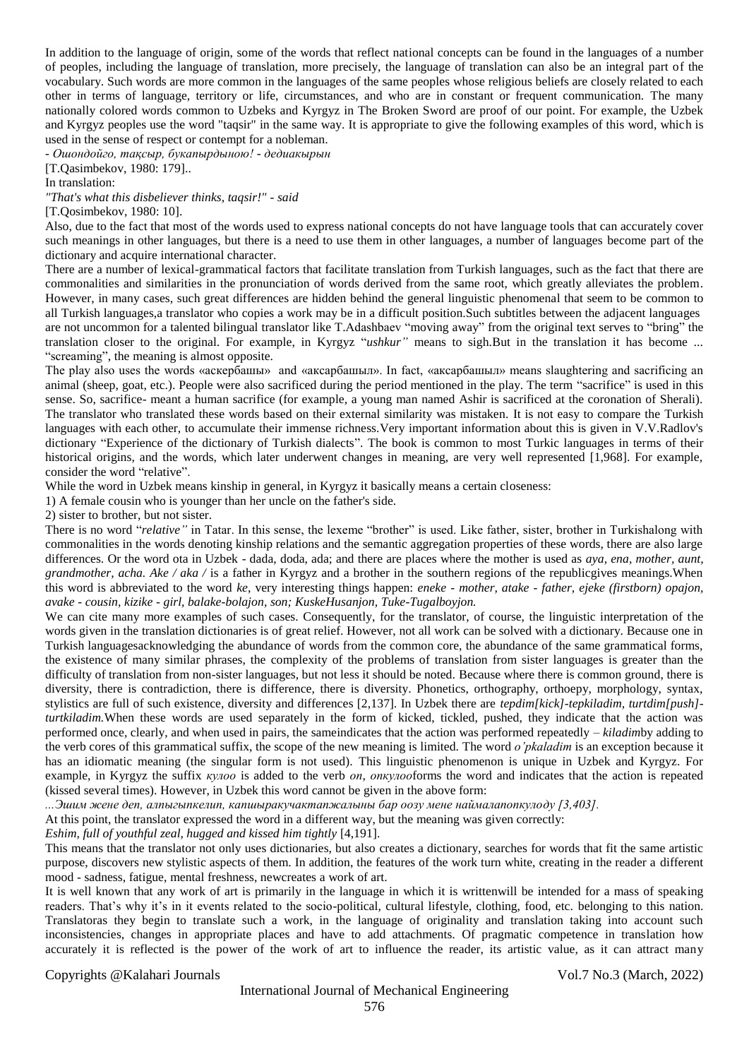In addition to the language of origin, some of the words that reflect national concepts can be found in the languages of a number of peoples, including the language of translation, more precisely, the language of translation can also be an integral part of the vocabulary. Such words are more common in the languages of the same peoples whose religious beliefs are closely related to each other in terms of language, territory or life, circumstances, and who are in constant or frequent communication. The many nationally colored words common to Uzbeks and Kyrgyz in The Broken Sword are proof of our point. For example, the Uzbek and Kyrgyz peoples use the word "taqsir" in the same way. It is appropriate to give the following examples of this word, which is used in the sense of respect or contempt for a nobleman.

*- Ошондойго, тақсыр, букапырдыноюу! - дедиакырын*

[T.Qasimbekov, 1980: 179]..

In translation:

*"That's what this disbeliever thinks, taqsir!" - said*

[T.Qosimbekov, 1980: 10].

Also, due to the fact that most of the words used to express national concepts do not have language tools that can accurately cover such meanings in other languages, but there is a need to use them in other languages, a number of languages become part of the dictionary and acquire international character.

There are a number of lexical-grammatical factors that facilitate translation from Turkish languages, such as the fact that there are commonalities and similarities in the pronunciation of words derived from the same root, which greatly alleviates the problem. However, in many cases, such great differences are hidden behind the general linguistic phenomenal that seem to be common to all Turkish languages,a translator who copies a work may be in a difficult position.Such subtitles between the adjacent languages are not uncommon for a talented bilingual translator like T.Adashbaev "moving away" from the original text serves to "bring" the translation closer to the original. For example, in Kyrgyz "*ushkur"* means to sigh.But in the translation it has become ... "screaming", the meaning is almost opposite.

The play also uses the words «аскербашы» and «аксарбашыл». In fact, «аксарбашыл» means slaughtering and sacrificing an animal (sheep, goat, etc.). People were also sacrificed during the period mentioned in the play. The term "sacrifice" is used in this sense. So, sacrifice- meant a human sacrifice (for example, a young man named Ashir is sacrificed at the coronation of Sherali). The translator who translated these words based on their external similarity was mistaken. It is not easy to compare the Turkish languages with each other, to accumulate their immense richness.Very important information about this is given in V.V.Radlov's dictionary "Experience of the dictionary of Turkish dialects". The book is common to most Turkic languages in terms of their historical origins, and the words, which later underwent changes in meaning, are very well represented [1,968]. For example, consider the word "relative".

While the word in Uzbek means kinship in general, in Kyrgyz it basically means a certain closeness:

1) A female cousin who is younger than her uncle on the father's side.

2) sister to brother, but not sister.

There is no word "*relative"* in Tatar. In this sense, the lexeme "brother" is used. Like father, sister, brother in Turkishalong with commonalities in the words denoting kinship relations and the semantic aggregation properties of these words, there are also large differences. Or the word ota in Uzbek - dada, doda, ada; and there are places where the mother is used as *aya, ena, mother, aunt, grandmother, acha. Ake / aka /* is a father in Kyrgyz and a brother in the southern regions of the republicgives meanings.When this word is abbreviated to the word *ke*, very interesting things happen: *eneke - mother, atake - father, ejeke (firstborn) opajon, avake - cousin, kizike - girl, balake-bolajon, son; KuskeHusanjon, Tuke-Tugalboyjon.*

We can cite many more examples of such cases. Consequently, for the translator, of course, the linguistic interpretation of the words given in the translation dictionaries is of great relief. However, not all work can be solved with a dictionary. Because one in Turkish languagesacknowledging the abundance of words from the common core, the abundance of the same grammatical forms, the existence of many similar phrases, the complexity of the problems of translation from sister languages is greater than the difficulty of translation from non-sister languages, but not less it should be noted. Because where there is common ground, there is diversity, there is contradiction, there is difference, there is diversity. Phonetics, orthography, orthoepy, morphology, syntax, stylistics are full of such existence, diversity and differences [2,137]. In Uzbek there are *tepdim[kick]-tepkiladim, turtdim[push]-turtkiladim.*When these words are used separately in the form of kicked, tickled, pushed, they indicate that the action was performed once, clearly, and when used in pairs, the sameindicates that the action was performed repeatedly – *kiladim*by adding to the verb cores of this grammatical suffix, the scope of the new meaning is limited. The word *o'pkaladim* is an exception because it has an idiomatic meaning (the singular form is not used). This linguistic phenomenon is unique in Uzbek and Kyrgyz. For example, in Kyrgyz the suffix *кулоо* is added to the verb *оп, опкулоо*forms the word and indicates that the action is repeated (kissed several times). However, in Uzbek this word cannot be given in the above form:

*...Эшим жене деп, алпыгыпкелип, капшыракучактапжалыны бар оозу мене наймалапопкулоду [3,403].*

At this point, the translator expressed the word in a different way, but the meaning was given correctly:

*Eshim, full of youthful zeal, hugged and kissed him tightly* [4,191].

This means that the translator not only uses dictionaries, but also creates a dictionary, searches for words that fit the same artistic purpose, discovers new stylistic aspects of them. In addition, the features of the work turn white, creating in the reader a different mood - sadness, fatigue, mental freshness, newcreates a work of art.

It is well known that any work of art is primarily in the language in which it is writtenwill be intended for a mass of speaking readers. That's why it's in it events related to the socio-political, cultural lifestyle, clothing, food, etc. belonging to this nation. Translatoras they begin to translate such a work, in the language of originality and translation taking into account such inconsistencies, changes in appropriate places and have to add attachments. Of pragmatic competence in translation how accurately it is reflected is the power of the work of art to influence the reader, its artistic value, as it can attract many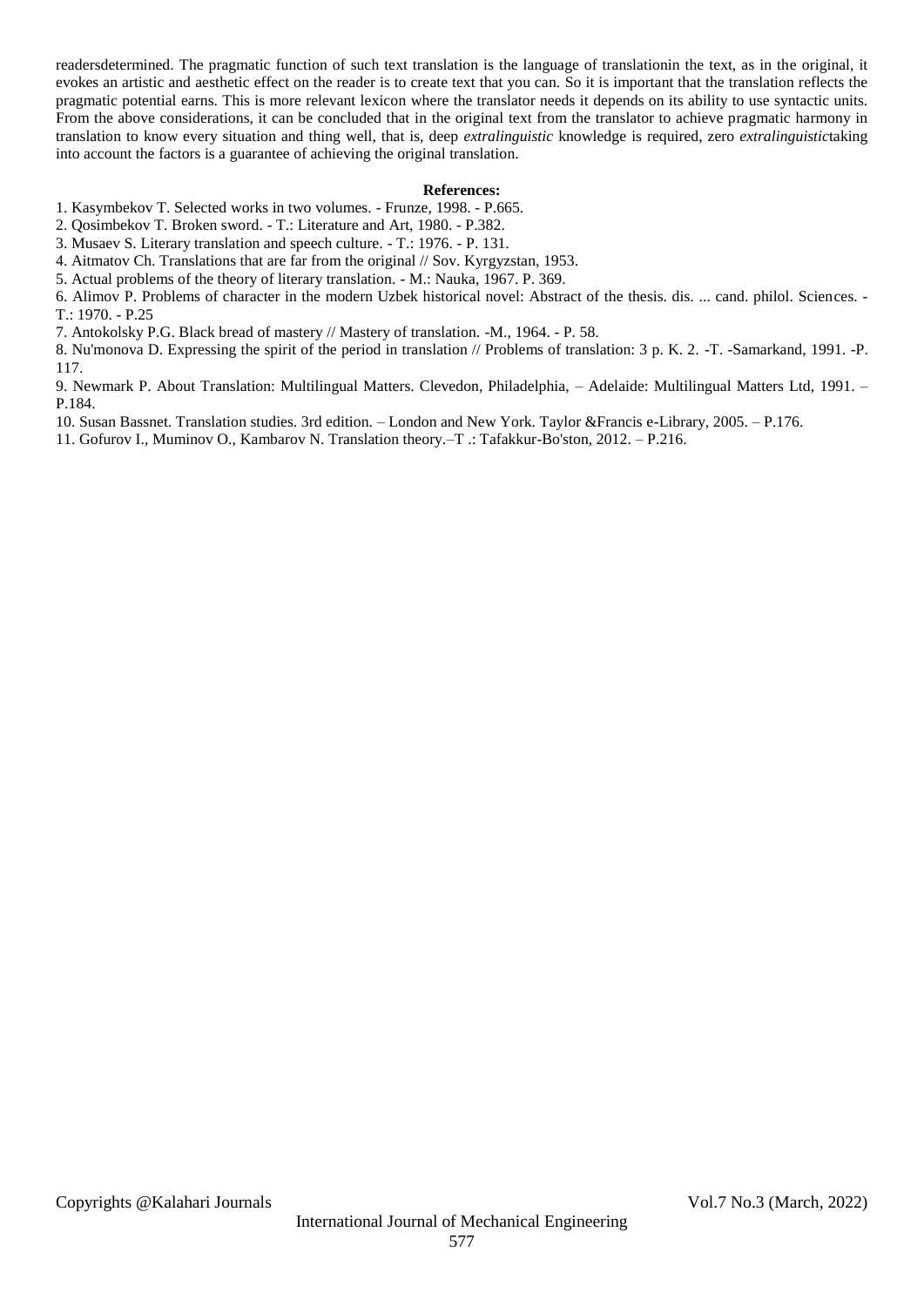readersdetermined. The pragmatic function of such text translation is the language of translationin the text, as in the original, it evokes an artistic and aesthetic effect on the reader is to create text that you can. So it is important that the translation reflects the pragmatic potential earns. This is more relevant lexicon where the translator needs it depends on its ability to use syntactic units. From the above considerations, it can be concluded that in the original text from the translator to achieve pragmatic harmony in translation to know every situation and thing well, that is, deep *extralinguistic* knowledge is required, zero *extralinguistic*taking into account the factors is a guarantee of achieving the original translation.

**References:**

1. Kasymbekov T. Selected works in two volumes. - Frunze, 1998. - P.665.
2. Qosimbekov T. Broken sword. - T.: Literature and Art, 1980. - P.382.
3. Musaev S. Literary translation and speech culture. - T.: 1976. - P. 131.
4. Aitmatov Ch. Translations that are far from the original // Sov. Kyrgyzstan, 1953.
5. Actual problems of the theory of literary translation. - M.: Nauka, 1967. P. 369.
6. Alimov P. Problems of character in the modern Uzbek historical novel: Abstract of the thesis. dis. ... cand. philol. Sciences. - T.: 1970. - P.25
7. Antokolsky P.G. Black bread of mastery // Mastery of translation. -M., 1964. - P. 58.
8. Nu'monova D. Expressing the spirit of the period in translation // Problems of translation: 3 p. K. 2. -T. -Samarkand, 1991. -P. 117.
9. Newmark P. About Translation: Multilingual Matters. Clevedon, Philadelphia, – Adelaide: Multilingual Matters Ltd, 1991. – P.184.
10. Susan Bassnet. Translation studies. 3rd edition. – London and New York. Taylor &Francis e-Library, 2005. – P.176.
11. Gofurov I., Muminov O., Kambarov N. Translation theory.–T .: Tafakkur-Bo'ston, 2012. – P.216.